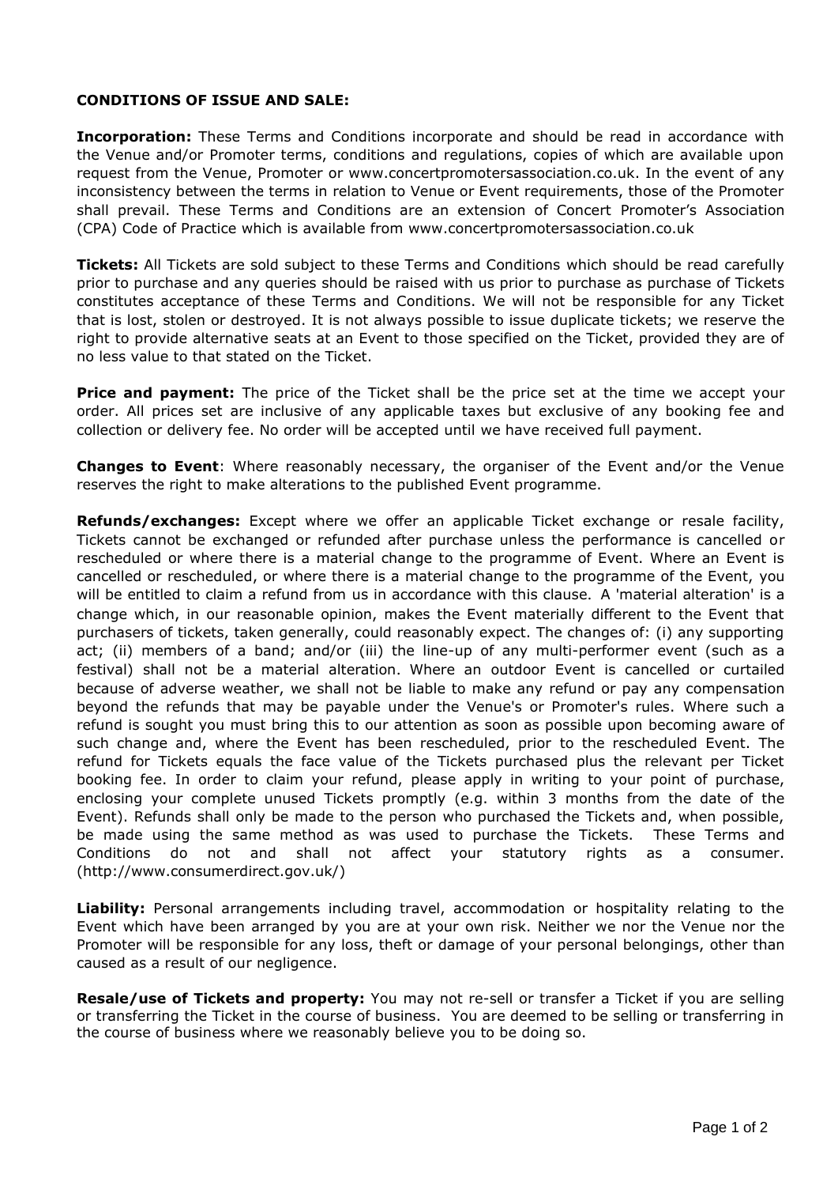**CONDITIONS OF ISSUE AND SALE:**

**Incorporation:** These Terms and Conditions incorporate and should be read in accordance with the Venue and/or Promoter terms, conditions and regulations, copies of which are available upon request from the Venue, Promoter or www.concertpromotersassociation.co.uk. In the event of any inconsistency between the terms in relation to Venue or Event requirements, those of the Promoter shall prevail. These Terms and Conditions are an extension of Concert Promoter's Association (CPA) Code of Practice which is available from www.concertpromotersassociation.co.uk

**Tickets:** All Tickets are sold subject to these Terms and Conditions which should be read carefully prior to purchase and any queries should be raised with us prior to purchase as purchase of Tickets constitutes acceptance of these Terms and Conditions. We will not be responsible for any Ticket that is lost, stolen or destroyed. It is not always possible to issue duplicate tickets; we reserve the right to provide alternative seats at an Event to those specified on the Ticket, provided they are of no less value to that stated on the Ticket.

**Price and payment:** The price of the Ticket shall be the price set at the time we accept your order. All prices set are inclusive of any applicable taxes but exclusive of any booking fee and collection or delivery fee. No order will be accepted until we have received full payment.

**Changes to Event**: Where reasonably necessary, the organiser of the Event and/or the Venue reserves the right to make alterations to the published Event programme.

**Refunds/exchanges:** Except where we offer an applicable Ticket exchange or resale facility, Tickets cannot be exchanged or refunded after purchase unless the performance is cancelled or rescheduled or where there is a material change to the programme of Event. Where an Event is cancelled or rescheduled, or where there is a material change to the programme of the Event, you will be entitled to claim a refund from us in accordance with this clause. A 'material alteration' is a change which, in our reasonable opinion, makes the Event materially different to the Event that purchasers of tickets, taken generally, could reasonably expect. The changes of: (i) any supporting act; (ii) members of a band; and/or (iii) the line-up of any multi-performer event (such as a festival) shall not be a material alteration. Where an outdoor Event is cancelled or curtailed because of adverse weather, we shall not be liable to make any refund or pay any compensation beyond the refunds that may be payable under the Venue's or Promoter's rules. Where such a refund is sought you must bring this to our attention as soon as possible upon becoming aware of such change and, where the Event has been rescheduled, prior to the rescheduled Event. The refund for Tickets equals the face value of the Tickets purchased plus the relevant per Ticket booking fee. In order to claim your refund, please apply in writing to your point of purchase, enclosing your complete unused Tickets promptly (e.g. within 3 months from the date of the Event). Refunds shall only be made to the person who purchased the Tickets and, when possible, be made using the same method as was used to purchase the Tickets. These Terms and Conditions do not and shall not affect your statutory rights as a consumer. (http://www.consumerdirect.gov.uk/)

**Liability:** Personal arrangements including travel, accommodation or hospitality relating to the Event which have been arranged by you are at your own risk. Neither we nor the Venue nor the Promoter will be responsible for any loss, theft or damage of your personal belongings, other than caused as a result of our negligence.

**Resale/use of Tickets and property:** You may not re-sell or transfer a Ticket if you are selling or transferring the Ticket in the course of business. You are deemed to be selling or transferring in the course of business where we reasonably believe you to be doing so.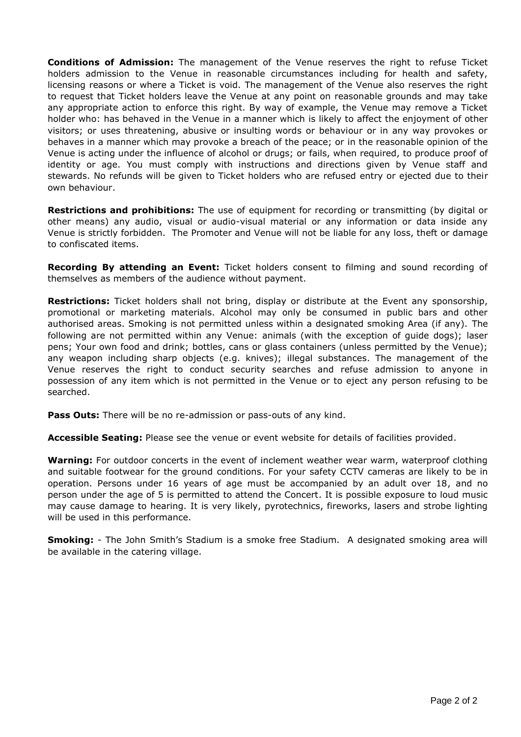**Conditions of Admission:** The management of the Venue reserves the right to refuse Ticket holders admission to the Venue in reasonable circumstances including for health and safety, licensing reasons or where a Ticket is void. The management of the Venue also reserves the right to request that Ticket holders leave the Venue at any point on reasonable grounds and may take any appropriate action to enforce this right. By way of example, the Venue may remove a Ticket holder who: has behaved in the Venue in a manner which is likely to affect the enjoyment of other visitors; or uses threatening, abusive or insulting words or behaviour or in any way provokes or behaves in a manner which may provoke a breach of the peace; or in the reasonable opinion of the Venue is acting under the influence of alcohol or drugs; or fails, when required, to produce proof of identity or age. You must comply with instructions and directions given by Venue staff and stewards. No refunds will be given to Ticket holders who are refused entry or ejected due to their own behaviour.

**Restrictions and prohibitions:** The use of equipment for recording or transmitting (by digital or other means) any audio, visual or audio-visual material or any information or data inside any Venue is strictly forbidden. The Promoter and Venue will not be liable for any loss, theft or damage to confiscated items.

**Recording By attending an Event:** Ticket holders consent to filming and sound recording of themselves as members of the audience without payment.

**Restrictions:** Ticket holders shall not bring, display or distribute at the Event any sponsorship, promotional or marketing materials. Alcohol may only be consumed in public bars and other authorised areas. Smoking is not permitted unless within a designated smoking Area (if any). The following are not permitted within any Venue: animals (with the exception of guide dogs); laser pens; Your own food and drink; bottles, cans or glass containers (unless permitted by the Venue); any weapon including sharp objects (e.g. knives); illegal substances. The management of the Venue reserves the right to conduct security searches and refuse admission to anyone in possession of any item which is not permitted in the Venue or to eject any person refusing to be searched.

**Pass Outs:** There will be no re-admission or pass-outs of any kind.

**Accessible Seating:** Please see the venue or event website for details of facilities provided.

**Warning:** For outdoor concerts in the event of inclement weather wear warm, waterproof clothing and suitable footwear for the ground conditions. For your safety CCTV cameras are likely to be in operation. Persons under 16 years of age must be accompanied by an adult over 18, and no person under the age of 5 is permitted to attend the Concert. It is possible exposure to loud music may cause damage to hearing. It is very likely, pyrotechnics, fireworks, lasers and strobe lighting will be used in this performance.

**Smoking:** - The John Smith's Stadium is a smoke free Stadium. A designated smoking area will be available in the catering village.